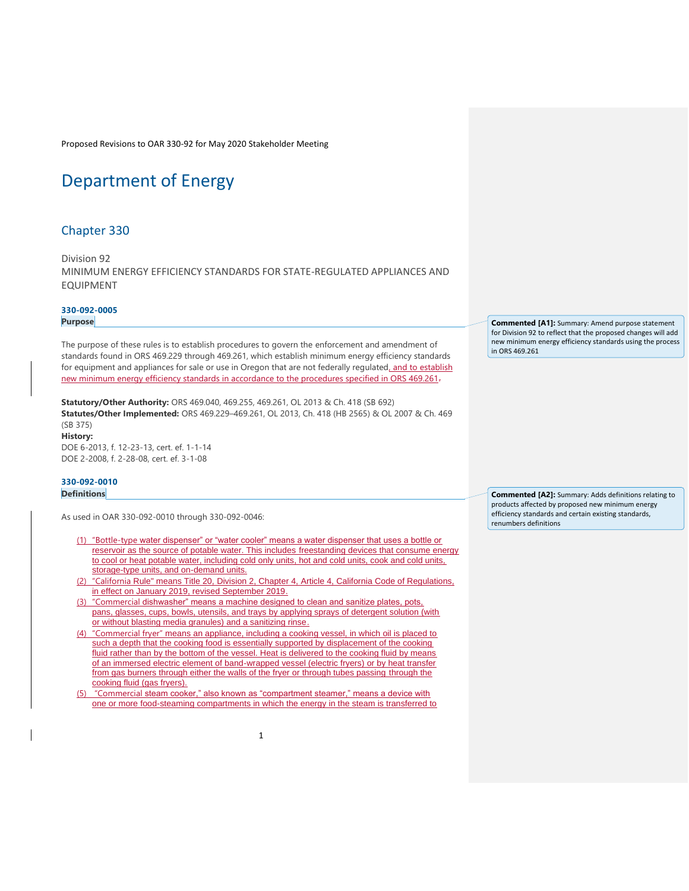Proposed Revisions to OAR 330-92 for May 2020 Stakeholder Meeting

# Department of Energy

## Chapter 330

Division 92
MINIMUM ENERGY EFFICIENCY STANDARDS FOR STATE-REGULATED APPLIANCES AND EQUIPMENT

### 330-092-0005

**Purpose**

> **Commented [A1]:** Summary: Amend purpose statement for Division 92 to reflect that the proposed changes will add new minimum energy efficiency standards using the process in ORS 469.261

The purpose of these rules is to establish procedures to govern the enforcement and amendment of standards found in ORS 469.229 through 469.261, which establish minimum energy efficiency standards for equipment and appliances for sale or use in Oregon that are not federally regulated, and to establish new minimum energy efficiency standards in accordance to the procedures specified in ORS 469.261.

**Statutory/Other Authority:** ORS 469.040, 469.255, 469.261, OL 2013 & Ch. 418 (SB 692)
**Statutes/Other Implemented:** ORS 469.229–469.261, OL 2013, Ch. 418 (HB 2565) & OL 2007 & Ch. 469 (SB 375)
**History:**
DOE 6-2013, f. 12-23-13, cert. ef. 1-1-14
DOE 2-2008, f. 2-28-08, cert. ef. 3-1-08

### 330-092-0010

**Definitions**

> **Commented [A2]:** Summary: Adds definitions relating to products affected by proposed new minimum energy efficiency standards and certain existing standards, renumbers definitions

As used in OAR 330-092-0010 through 330-092-0046:

(1) "Bottle-type water dispenser" or "water cooler" means a water dispenser that uses a bottle or reservoir as the source of potable water. This includes freestanding devices that consume energy to cool or heat potable water, including cold only units, hot and cold units, cook and cold units, storage-type units, and on-demand units.

(2) "California Rule" means Title 20, Division 2, Chapter 4, Article 4, California Code of Regulations, in effect on January 2019, revised September 2019.

(3) "Commercial dishwasher" means a machine designed to clean and sanitize plates, pots, pans, glasses, cups, bowls, utensils, and trays by applying sprays of detergent solution (with or without blasting media granules) and a sanitizing rinse.

(4) "Commercial fryer" means an appliance, including a cooking vessel, in which oil is placed to such a depth that the cooking food is essentially supported by displacement of the cooking fluid rather than by the bottom of the vessel. Heat is delivered to the cooking fluid by means of an immersed electric element of band-wrapped vessel (electric fryers) or by heat transfer from gas burners through either the walls of the fryer or through tubes passing through the cooking fluid (gas fryers).

(5) "Commercial steam cooker," also known as "compartment steamer," means a device with one or more food-steaming compartments in which the energy in the steam is transferred to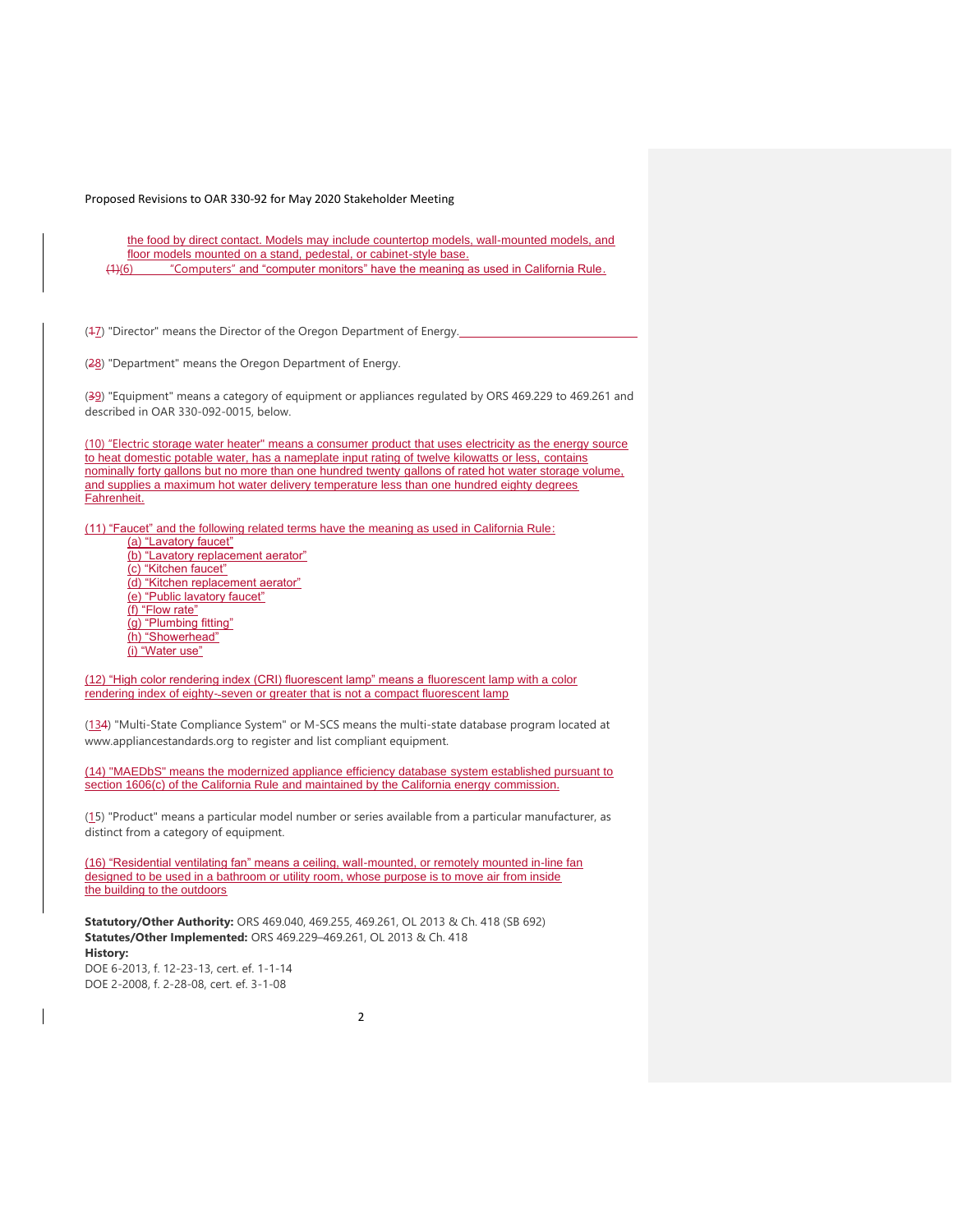the food by direct contact. Models may include countertop models, wall-mounted models, and floor models mounted on a stand, pedestal, or cabinet-style base.

~~(1)~~(6) "Computers" and "computer monitors" have the meaning as used in California Rule.

(~~1~~7) "Director" means the Director of the Oregon Department of Energy.

(~~2~~8) "Department" means the Oregon Department of Energy.

(~~3~~9) "Equipment" means a category of equipment or appliances regulated by ORS 469.229 to 469.261 and described in OAR 330-092-0015, below.

(10) "Electric storage water heater" means a consumer product that uses electricity as the energy source to heat domestic potable water, has a nameplate input rating of twelve kilowatts or less, contains nominally forty gallons but no more than one hundred twenty gallons of rated hot water storage volume, and supplies a maximum hot water delivery temperature less than one hundred eighty degrees Fahrenheit.

(11) "Faucet" and the following related terms have the meaning as used in California Rule:

(a) "Lavatory faucet"
(b) "Lavatory replacement aerator"
(c) "Kitchen faucet"
(d) "Kitchen replacement aerator"
(e) "Public lavatory faucet"
(f) "Flow rate"
(g) "Plumbing fitting"
(h) "Showerhead"
(i) "Water use"

(12) "High color rendering index (CRI) fluorescent lamp" means a fluorescent lamp with a color rendering index of eighty-seven or greater that is not a compact fluorescent lamp

(1~~3~~4) "Multi-State Compliance System" or M-SCS means the multi-state database program located at www.appliancestandards.org to register and list compliant equipment.

(14) "MAEDbS" means the modernized appliance efficiency database system established pursuant to section 1606(c) of the California Rule and maintained by the California energy commission.

(15) "Product" means a particular model number or series available from a particular manufacturer, as distinct from a category of equipment.

(16) "Residential ventilating fan" means a ceiling, wall-mounted, or remotely mounted in-line fan designed to be used in a bathroom or utility room, whose purpose is to move air from inside the building to the outdoors

**Statutory/Other Authority:** ORS 469.040, 469.255, 469.261, OL 2013 & Ch. 418 (SB 692)
**Statutes/Other Implemented:** ORS 469.229–469.261, OL 2013 & Ch. 418
**History:**
DOE 6-2013, f. 12-23-13, cert. ef. 1-1-14
DOE 2-2008, f. 2-28-08, cert. ef. 3-1-08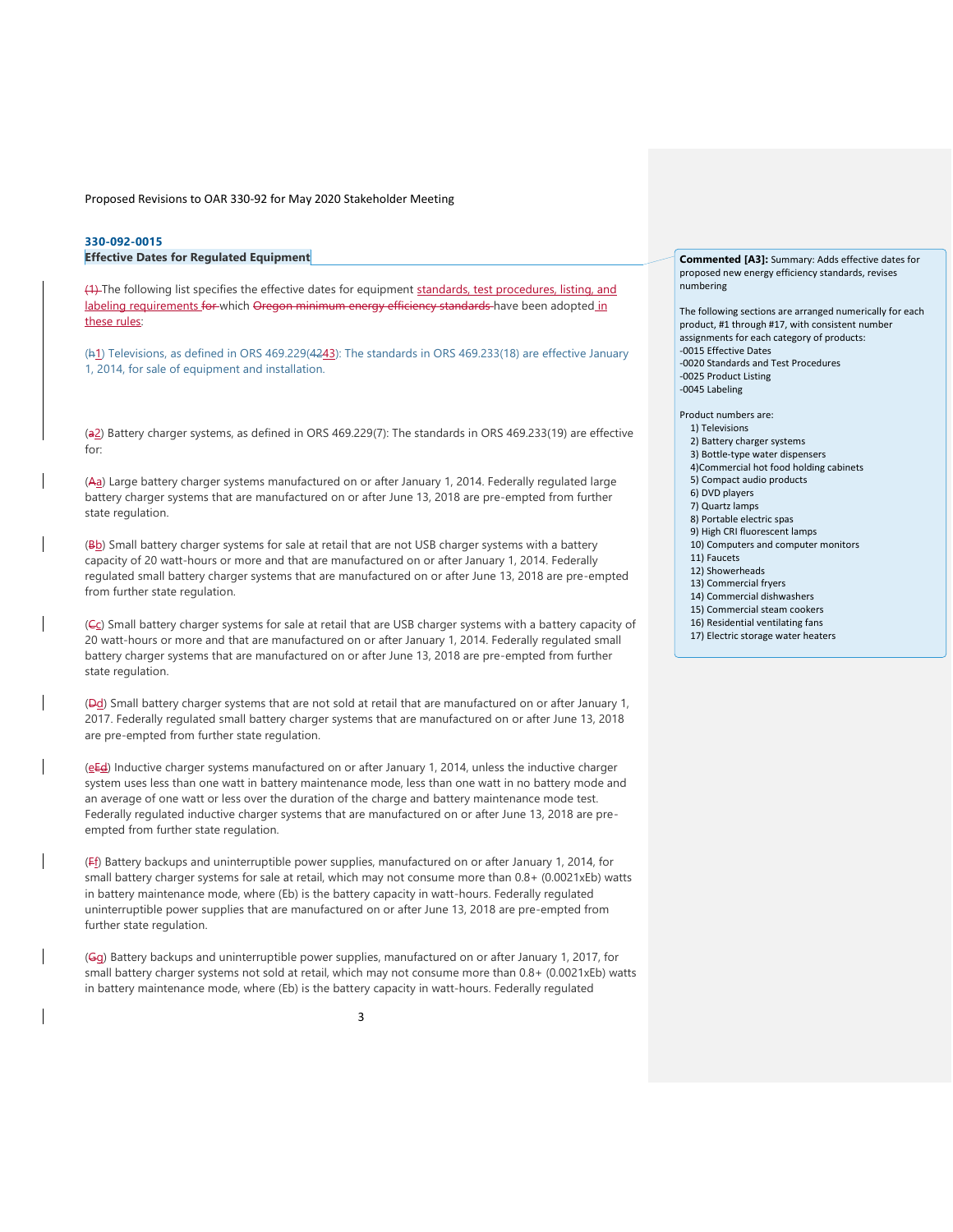Proposed Revisions to OAR 330-92 for May 2020 Stakeholder Meeting

**330-092-0015**
**Effective Dates for Regulated Equipment**

~~(1)~~ The following list specifies the effective dates for equipment standards, test procedures, listing, and labeling requirements ~~for~~ which ~~Oregon minimum energy efficiency standards~~ have been adopted in these rules:

(~~h~~1) Televisions, as defined in ORS 469.229(~~42~~43): The standards in ORS 469.233(18) are effective January 1, 2014, for sale of equipment and installation.

(~~a~~2) Battery charger systems, as defined in ORS 469.229(7): The standards in ORS 469.233(19) are effective for:

(~~A~~a) Large battery charger systems manufactured on or after January 1, 2014. Federally regulated large battery charger systems that are manufactured on or after June 13, 2018 are pre-empted from further state regulation.

(~~B~~b) Small battery charger systems for sale at retail that are not USB charger systems with a battery capacity of 20 watt-hours or more and that are manufactured on or after January 1, 2014. Federally regulated small battery charger systems that are manufactured on or after June 13, 2018 are pre-empted from further state regulation.

(~~C~~c) Small battery charger systems for sale at retail that are USB charger systems with a battery capacity of 20 watt-hours or more and that are manufactured on or after January 1, 2014. Federally regulated small battery charger systems that are manufactured on or after June 13, 2018 are pre-empted from further state regulation.

(~~D~~d) Small battery charger systems that are not sold at retail that are manufactured on or after January 1, 2017. Federally regulated small battery charger systems that are manufactured on or after June 13, 2018 are pre-empted from further state regulation.

(e~~E~~d) Inductive charger systems manufactured on or after January 1, 2014, unless the inductive charger system uses less than one watt in battery maintenance mode, less than one watt in no battery mode and an average of one watt or less over the duration of the charge and battery maintenance mode test. Federally regulated inductive charger systems that are manufactured on or after June 13, 2018 are pre-empted from further state regulation.

(~~F~~f) Battery backups and uninterruptible power supplies, manufactured on or after January 1, 2014, for small battery charger systems for sale at retail, which may not consume more than 0.8+ (0.0021xEb) watts in battery maintenance mode, where (Eb) is the battery capacity in watt-hours. Federally regulated uninterruptible power supplies that are manufactured on or after June 13, 2018 are pre-empted from further state regulation.

(~~G~~g) Battery backups and uninterruptible power supplies, manufactured on or after January 1, 2017, for small battery charger systems not sold at retail, which may not consume more than 0.8+ (0.0021xEb) watts in battery maintenance mode, where (Eb) is the battery capacity in watt-hours. Federally regulated

**Commented [A3]:** Summary: Adds effective dates for proposed new energy efficiency standards, revises numbering

The following sections are arranged numerically for each product, #1 through #17, with consistent number assignments for each category of products:
- -0015 Effective Dates
- -0020 Standards and Test Procedures
- -0025 Product Listing
- -0045 Labeling

Product numbers are:
1) Televisions
2) Battery charger systems
3) Bottle-type water dispensers
4) Commercial hot food holding cabinets
5) Compact audio products
6) DVD players
7) Quartz lamps
8) Portable electric spas
9) High CRI fluorescent lamps
10) Computers and computer monitors
11) Faucets
12) Showerheads
13) Commercial fryers
14) Commercial dishwashers
15) Commercial steam cookers
16) Residential ventilating fans
17) Electric storage water heaters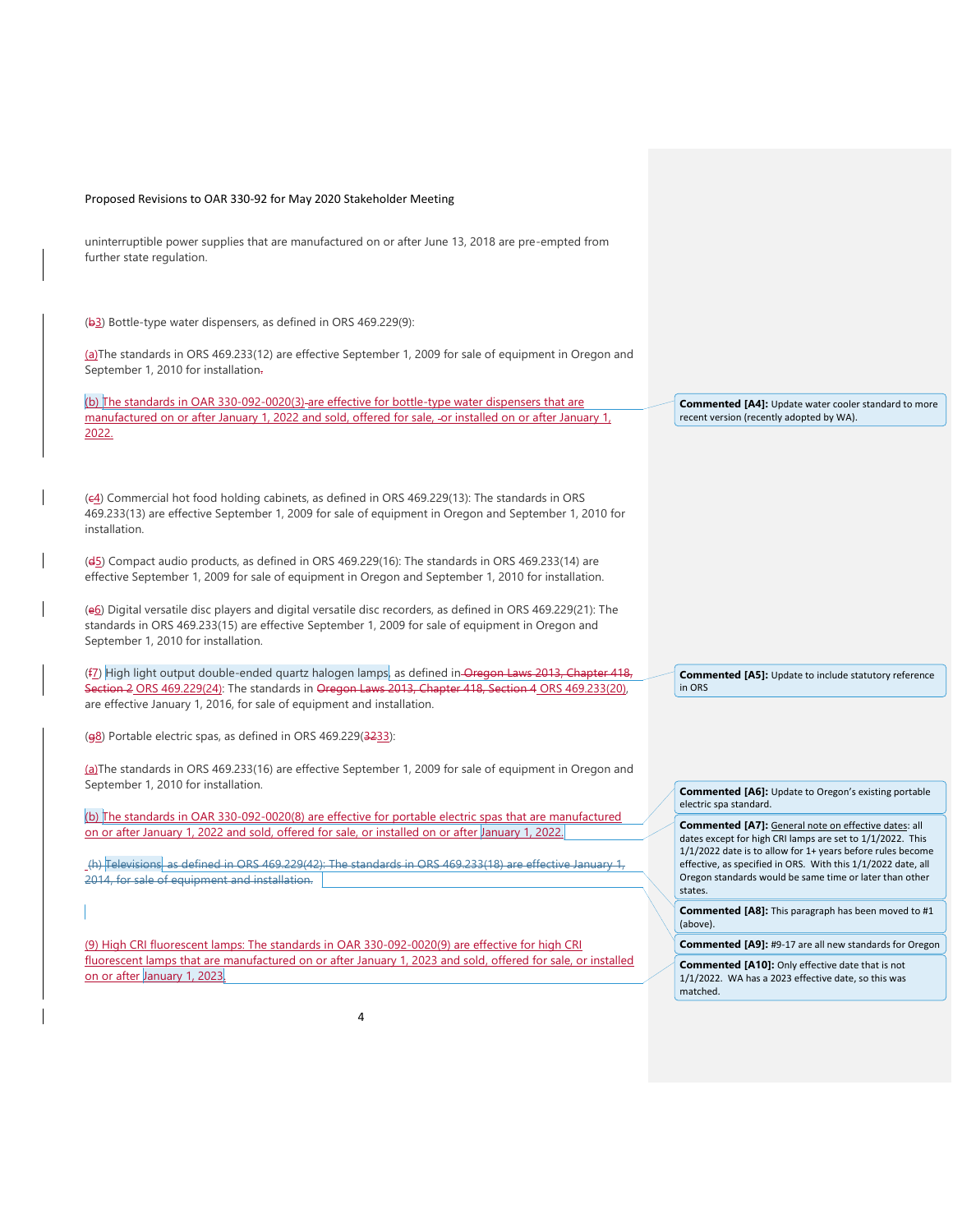uninterruptible power supplies that are manufactured on or after June 13, 2018 are pre-empted from further state regulation.

(b3) Bottle-type water dispensers, as defined in ORS 469.229(9):

(a)The standards in ORS 469.233(12) are effective September 1, 2009 for sale of equipment in Oregon and September 1, 2010 for installation.

(b) The standards in OAR 330-092-0020(3) are effective for bottle-type water dispensers that are manufactured on or after January 1, 2022 and sold, offered for sale, or installed on or after January 1, 2022.

(c4) Commercial hot food holding cabinets, as defined in ORS 469.229(13): The standards in ORS 469.233(13) are effective September 1, 2009 for sale of equipment in Oregon and September 1, 2010 for installation.

(d5) Compact audio products, as defined in ORS 469.229(16): The standards in ORS 469.233(14) are effective September 1, 2009 for sale of equipment in Oregon and September 1, 2010 for installation.

(e6) Digital versatile disc players and digital versatile disc recorders, as defined in ORS 469.229(21): The standards in ORS 469.233(15) are effective September 1, 2009 for sale of equipment in Oregon and September 1, 2010 for installation.

(f7) High light output double-ended quartz halogen lamps, as defined in Oregon Laws 2013, Chapter 418, Section 2 ORS 469.229(24): The standards in Oregon Laws 2013, Chapter 418, Section 4 ORS 469.233(20), are effective January 1, 2016, for sale of equipment and installation.

(g8) Portable electric spas, as defined in ORS 469.229(3233):

(a)The standards in ORS 469.233(16) are effective September 1, 2009 for sale of equipment in Oregon and September 1, 2010 for installation.

(b) The standards in OAR 330-092-0020(8) are effective for portable electric spas that are manufactured on or after January 1, 2022 and sold, offered for sale, or installed on or after January 1, 2022.

(h) Televisions, as defined in ORS 469.229(42): The standards in ORS 469.233(18) are effective January 1, 2014, for sale of equipment and installation.

(9) High CRI fluorescent lamps: The standards in OAR 330-092-0020(9) are effective for high CRI fluorescent lamps that are manufactured on or after January 1, 2023 and sold, offered for sale, or installed on or after January 1, 2023.

**Commented [A4]:** Update water cooler standard to more recent version (recently adopted by WA).

**Commented [A5]:** Update to include statutory reference in ORS

**Commented [A6]:** Update to Oregon's existing portable electric spa standard.

**Commented [A7]:** General note on effective dates: all dates except for high CRI lamps are set to 1/1/2022. This 1/1/2022 date is to allow for 1+ years before rules become effective, as specified in ORS. With this 1/1/2022 date, all Oregon standards would be same time or later than other states.

**Commented [A8]:** This paragraph has been moved to #1 (above).

**Commented [A9]:** #9-17 are all new standards for Oregon

**Commented [A10]:** Only effective date that is not 1/1/2022. WA has a 2023 effective date, so this was matched.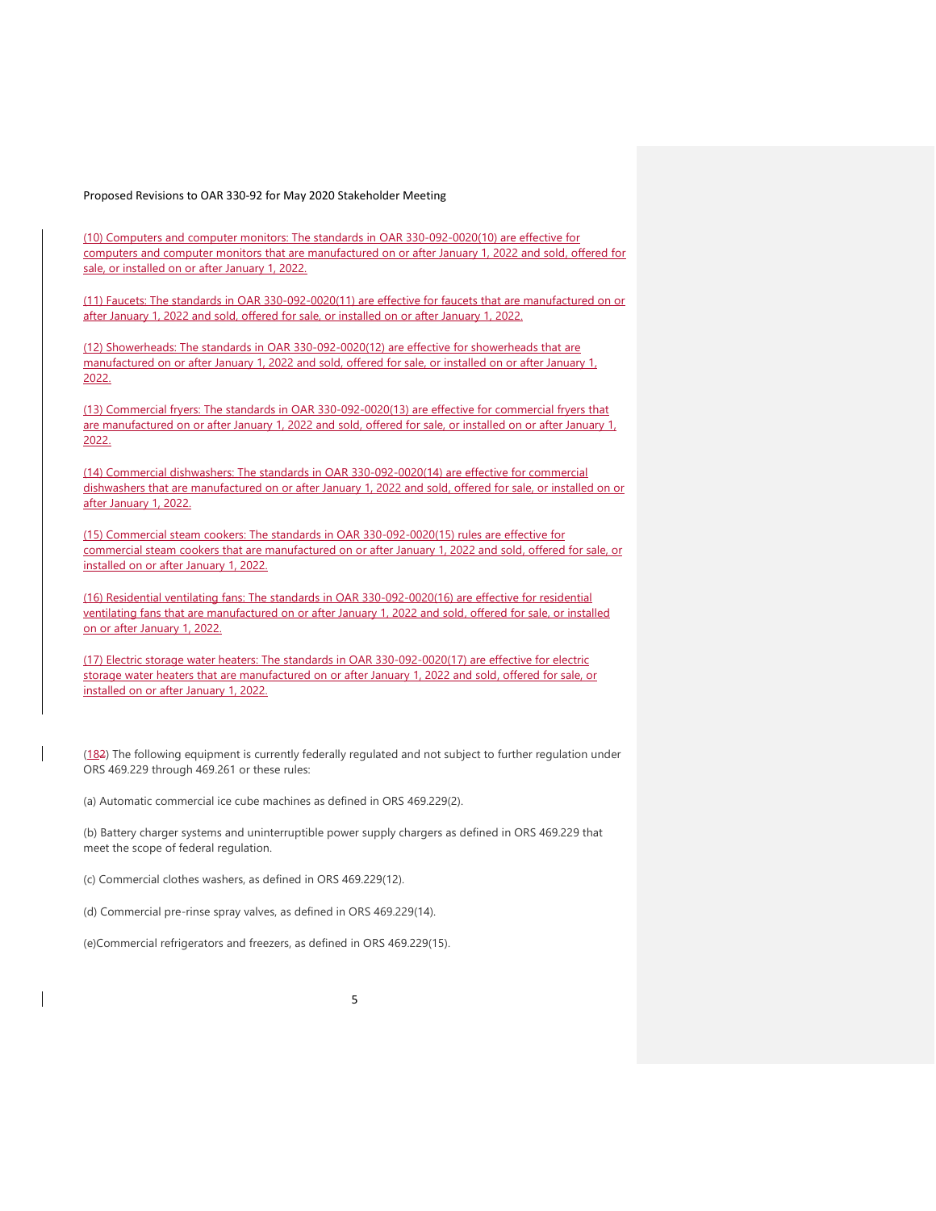(10) Computers and computer monitors: The standards in OAR 330-092-0020(10) are effective for computers and computer monitors that are manufactured on or after January 1, 2022 and sold, offered for sale, or installed on or after January 1, 2022.

(11) Faucets: The standards in OAR 330-092-0020(11) are effective for faucets that are manufactured on or after January 1, 2022 and sold, offered for sale, or installed on or after January 1, 2022.

(12) Showerheads: The standards in OAR 330-092-0020(12) are effective for showerheads that are manufactured on or after January 1, 2022 and sold, offered for sale, or installed on or after January 1, 2022.

(13) Commercial fryers: The standards in OAR 330-092-0020(13) are effective for commercial fryers that are manufactured on or after January 1, 2022 and sold, offered for sale, or installed on or after January 1, 2022.

(14) Commercial dishwashers: The standards in OAR 330-092-0020(14) are effective for commercial dishwashers that are manufactured on or after January 1, 2022 and sold, offered for sale, or installed on or after January 1, 2022.

(15) Commercial steam cookers: The standards in OAR 330-092-0020(15) rules are effective for commercial steam cookers that are manufactured on or after January 1, 2022 and sold, offered for sale, or installed on or after January 1, 2022.

(16) Residential ventilating fans: The standards in OAR 330-092-0020(16) are effective for residential ventilating fans that are manufactured on or after January 1, 2022 and sold, offered for sale, or installed on or after January 1, 2022.

(17) Electric storage water heaters: The standards in OAR 330-092-0020(17) are effective for electric storage water heaters that are manufactured on or after January 1, 2022 and sold, offered for sale, or installed on or after January 1, 2022.

(182) The following equipment is currently federally regulated and not subject to further regulation under ORS 469.229 through 469.261 or these rules:

(a) Automatic commercial ice cube machines as defined in ORS 469.229(2).

(b) Battery charger systems and uninterruptible power supply chargers as defined in ORS 469.229 that meet the scope of federal regulation.

(c) Commercial clothes washers, as defined in ORS 469.229(12).

(d) Commercial pre-rinse spray valves, as defined in ORS 469.229(14).

(e)Commercial refrigerators and freezers, as defined in ORS 469.229(15).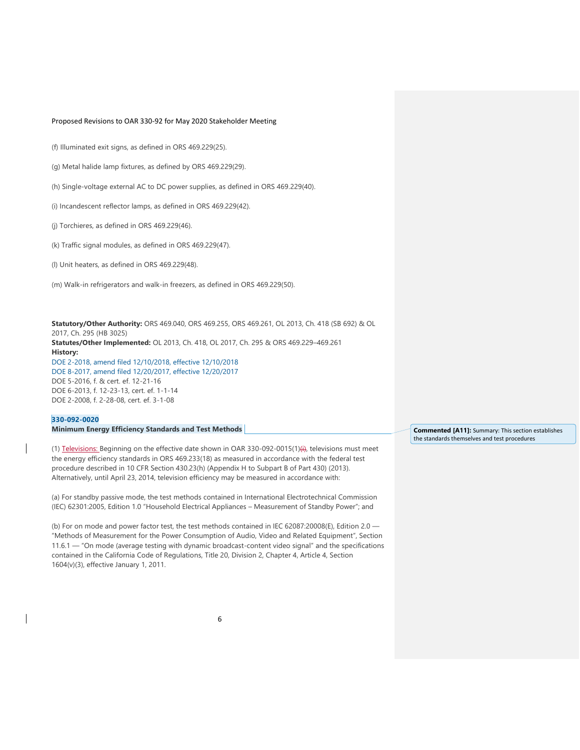(f) Illuminated exit signs, as defined in ORS 469.229(25).

(g) Metal halide lamp fixtures, as defined by ORS 469.229(29).

(h) Single-voltage external AC to DC power supplies, as defined in ORS 469.229(40).

(i) Incandescent reflector lamps, as defined in ORS 469.229(42).

(j) Torchieres, as defined in ORS 469.229(46).

(k) Traffic signal modules, as defined in ORS 469.229(47).

(l) Unit heaters, as defined in ORS 469.229(48).

(m) Walk-in refrigerators and walk-in freezers, as defined in ORS 469.229(50).

**Statutory/Other Authority:** ORS 469.040, ORS 469.255, ORS 469.261, OL 2013, Ch. 418 (SB 692) & OL 2017, Ch. 295 (HB 3025)
**Statutes/Other Implemented:** OL 2013, Ch. 418, OL 2017, Ch. 295 & ORS 469.229–469.261
**History:**
DOE 2-2018, amend filed 12/10/2018, effective 12/10/2018
DOE 8-2017, amend filed 12/20/2017, effective 12/20/2017
DOE 5-2016, f. & cert. ef. 12-21-16
DOE 6-2013, f. 12-23-13, cert. ef. 1-1-14
DOE 2-2008, f. 2-28-08, cert. ef. 3-1-08

**330-092-0020**
**Minimum Energy Efficiency Standards and Test Methods**

Commented [A11]: Summary: This section establishes the standards themselves and test procedures

(1) Televisions: Beginning on the effective date shown in OAR 330-092-0015(1)~~(i)~~, televisions must meet the energy efficiency standards in ORS 469.233(18) as measured in accordance with the federal test procedure described in 10 CFR Section 430.23(h) (Appendix H to Subpart B of Part 430) (2013). Alternatively, until April 23, 2014, television efficiency may be measured in accordance with:

(a) For standby passive mode, the test methods contained in International Electrotechnical Commission (IEC) 62301:2005, Edition 1.0 "Household Electrical Appliances – Measurement of Standby Power"; and

(b) For on mode and power factor test, the test methods contained in IEC 62087:20008(E), Edition 2.0 — "Methods of Measurement for the Power Consumption of Audio, Video and Related Equipment", Section 11.6.1 — "On mode (average testing with dynamic broadcast-content video signal" and the specifications contained in the California Code of Regulations, Title 20, Division 2, Chapter 4, Article 4, Section 1604(v)(3), effective January 1, 2011.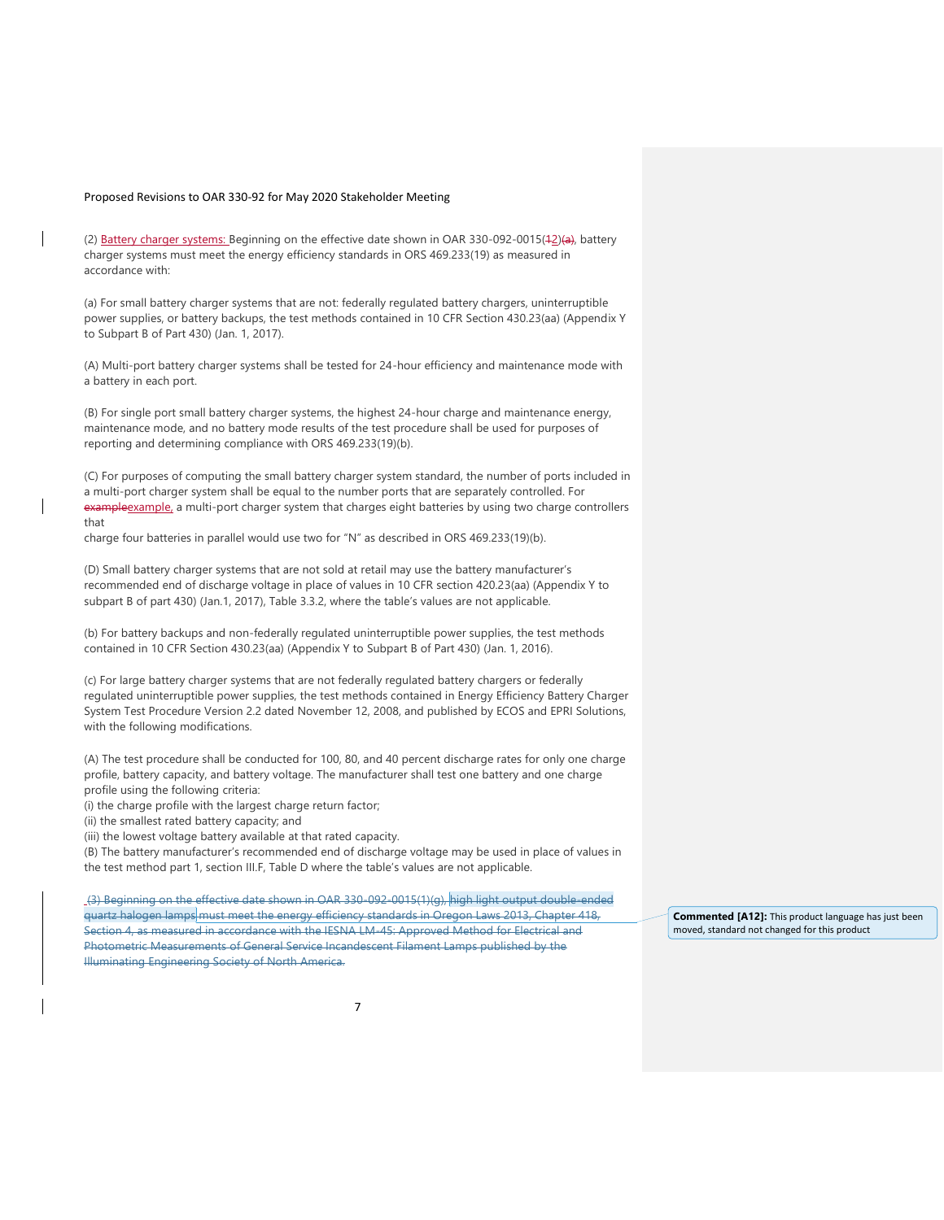Proposed Revisions to OAR 330-92 for May 2020 Stakeholder Meeting

(2) Battery charger systems: Beginning on the effective date shown in OAR 330-092-0015(~~1~~2)~~(a)~~, battery charger systems must meet the energy efficiency standards in ORS 469.233(19) as measured in accordance with:

(a) For small battery charger systems that are not: federally regulated battery chargers, uninterruptible power supplies, or battery backups, the test methods contained in 10 CFR Section 430.23(aa) (Appendix Y to Subpart B of Part 430) (Jan. 1, 2017).

(A) Multi-port battery charger systems shall be tested for 24-hour efficiency and maintenance mode with a battery in each port.

(B) For single port small battery charger systems, the highest 24-hour charge and maintenance energy, maintenance mode, and no battery mode results of the test procedure shall be used for purposes of reporting and determining compliance with ORS 469.233(19)(b).

(C) For purposes of computing the small battery charger system standard, the number of ports included in a multi-port charger system shall be equal to the number ports that are separately controlled. For ~~example~~example, a multi-port charger system that charges eight batteries by using two charge controllers that charge four batteries in parallel would use two for "N" as described in ORS 469.233(19)(b).

(D) Small battery charger systems that are not sold at retail may use the battery manufacturer's recommended end of discharge voltage in place of values in 10 CFR section 420.23(aa) (Appendix Y to subpart B of part 430) (Jan.1, 2017), Table 3.3.2, where the table's values are not applicable.

(b) For battery backups and non-federally regulated uninterruptible power supplies, the test methods contained in 10 CFR Section 430.23(aa) (Appendix Y to Subpart B of Part 430) (Jan. 1, 2016).

(c) For large battery charger systems that are not federally regulated battery chargers or federally regulated uninterruptible power supplies, the test methods contained in Energy Efficiency Battery Charger System Test Procedure Version 2.2 dated November 12, 2008, and published by ECOS and EPRI Solutions, with the following modifications.

(A) The test procedure shall be conducted for 100, 80, and 40 percent discharge rates for only one charge profile, battery capacity, and battery voltage. The manufacturer shall test one battery and one charge profile using the following criteria:
(i) the charge profile with the largest charge return factor;
(ii) the smallest rated battery capacity; and
(iii) the lowest voltage battery available at that rated capacity.
(B) The battery manufacturer's recommended end of discharge voltage may be used in place of values in the test method part 1, section III.F, Table D where the table's values are not applicable.

~~(3) Beginning on the effective date shown in OAR 330-092-0015(1)(g), high light output double-ended quartz halogen lamps must meet the energy efficiency standards in Oregon Laws 2013, Chapter 418, Section 4, as measured in accordance with the IESNA LM-45: Approved Method for Electrical and Photometric Measurements of General Service Incandescent Filament Lamps published by the Illuminating Engineering Society of North America.~~

**Commented [A12]:** This product language has just been moved, standard not changed for this product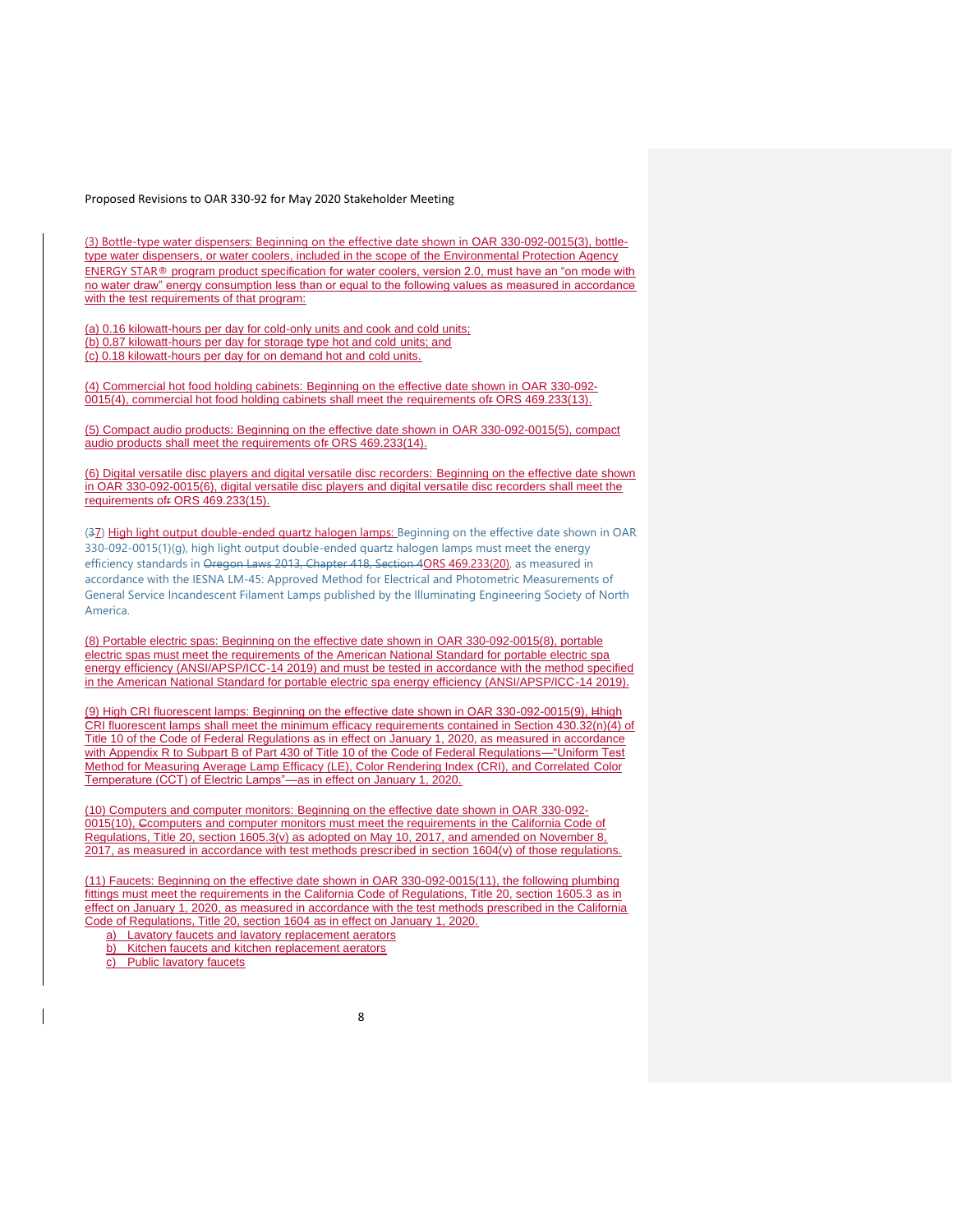(3) Bottle-type water dispensers: Beginning on the effective date shown in OAR 330-092-0015(3), bottle-type water dispensers, or water coolers, included in the scope of the Environmental Protection Agency ENERGY STAR® program product specification for water coolers, version 2.0, must have an "on mode with no water draw" energy consumption less than or equal to the following values as measured in accordance with the test requirements of that program:

(a) 0.16 kilowatt-hours per day for cold-only units and cook and cold units;
(b) 0.87 kilowatt-hours per day for storage type hot and cold units; and
(c) 0.18 kilowatt-hours per day for on demand hot and cold units.

(4) Commercial hot food holding cabinets: Beginning on the effective date shown in OAR 330-092-0015(4), commercial hot food holding cabinets shall meet the requirements of ORS 469.233(13).

(5) Compact audio products: Beginning on the effective date shown in OAR 330-092-0015(5), compact audio products shall meet the requirements of ORS 469.233(14).

(6) Digital versatile disc players and digital versatile disc recorders: Beginning on the effective date shown in OAR 330-092-0015(6), digital versatile disc players and digital versatile disc recorders shall meet the requirements of ORS 469.233(15).

(~~3~~7) High light output double-ended quartz halogen lamps: Beginning on the effective date shown in OAR 330-092-0015(1)(g), high light output double-ended quartz halogen lamps must meet the energy efficiency standards in ~~Oregon Laws 2013, Chapter 418, Section 4~~ORS 469.233(20), as measured in accordance with the IESNA LM-45: Approved Method for Electrical and Photometric Measurements of General Service Incandescent Filament Lamps published by the Illuminating Engineering Society of North America.

(8) Portable electric spas: Beginning on the effective date shown in OAR 330-092-0015(8), portable electric spas must meet the requirements of the American National Standard for portable electric spa energy efficiency (ANSI/APSP/ICC-14 2019) and must be tested in accordance with the method specified in the American National Standard for portable electric spa energy efficiency (ANSI/APSP/ICC-14 2019).

(9) High CRI fluorescent lamps: Beginning on the effective date shown in OAR 330-092-0015(9), ~~H~~high CRI fluorescent lamps shall meet the minimum efficacy requirements contained in Section 430.32(n)(4) of Title 10 of the Code of Federal Regulations as in effect on January 1, 2020, as measured in accordance with Appendix R to Subpart B of Part 430 of Title 10 of the Code of Federal Regulations—"Uniform Test Method for Measuring Average Lamp Efficacy (LE), Color Rendering Index (CRI), and Correlated Color Temperature (CCT) of Electric Lamps"—as in effect on January 1, 2020.

(10) Computers and computer monitors: Beginning on the effective date shown in OAR 330-092-0015(10), ~~C~~computers and computer monitors must meet the requirements in the California Code of Regulations, Title 20, section 1605.3(v) as adopted on May 10, 2017, and amended on November 8, 2017, as measured in accordance with test methods prescribed in section 1604(v) of those regulations.

(11) Faucets: Beginning on the effective date shown in OAR 330-092-0015(11), the following plumbing fittings must meet the requirements in the California Code of Regulations, Title 20, section 1605.3 as in effect on January 1, 2020, as measured in accordance with the test methods prescribed in the California Code of Regulations, Title 20, section 1604 as in effect on January 1, 2020.

a) Lavatory faucets and lavatory replacement aerators
b) Kitchen faucets and kitchen replacement aerators
c) Public lavatory faucets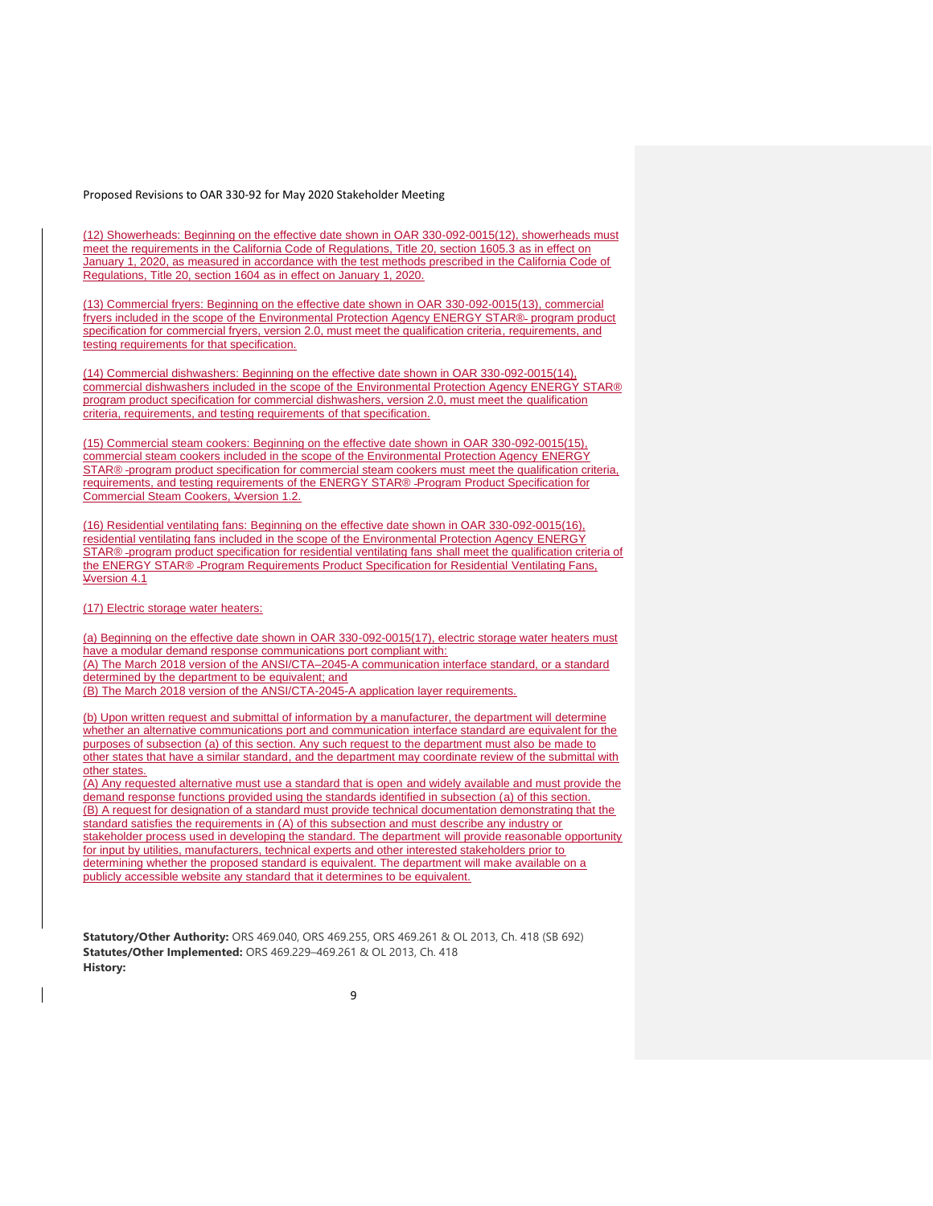(12) Showerheads: Beginning on the effective date shown in OAR 330-092-0015(12), showerheads must meet the requirements in the California Code of Regulations, Title 20, section 1605.3 as in effect on January 1, 2020, as measured in accordance with the test methods prescribed in the California Code of Regulations, Title 20, section 1604 as in effect on January 1, 2020.

(13) Commercial fryers: Beginning on the effective date shown in OAR 330-092-0015(13), commercial fryers included in the scope of the Environmental Protection Agency ENERGY STAR® program product specification for commercial fryers, version 2.0, must meet the qualification criteria, requirements, and testing requirements for that specification.

(14) Commercial dishwashers: Beginning on the effective date shown in OAR 330-092-0015(14), commercial dishwashers included in the scope of the Environmental Protection Agency ENERGY STAR® program product specification for commercial dishwashers, version 2.0, must meet the qualification criteria, requirements, and testing requirements of that specification.

(15) Commercial steam cookers: Beginning on the effective date shown in OAR 330-092-0015(15), commercial steam cookers included in the scope of the Environmental Protection Agency ENERGY STAR® program product specification for commercial steam cookers must meet the qualification criteria, requirements, and testing requirements of the ENERGY STAR® Program Product Specification for Commercial Steam Cookers, Version 1.2.

(16) Residential ventilating fans: Beginning on the effective date shown in OAR 330-092-0015(16), residential ventilating fans included in the scope of the Environmental Protection Agency ENERGY STAR® program product specification for residential ventilating fans shall meet the qualification criteria of the ENERGY STAR® Program Requirements Product Specification for Residential Ventilating Fans, Version 4.1

(17) Electric storage water heaters:

(a) Beginning on the effective date shown in OAR 330-092-0015(17), electric storage water heaters must have a modular demand response communications port compliant with:
(A) The March 2018 version of the ANSI/CTA–2045-A communication interface standard, or a standard determined by the department to be equivalent; and
(B) The March 2018 version of the ANSI/CTA-2045-A application layer requirements.

(b) Upon written request and submittal of information by a manufacturer, the department will determine whether an alternative communications port and communication interface standard are equivalent for the purposes of subsection (a) of this section. Any such request to the department must also be made to other states that have a similar standard, and the department may coordinate review of the submittal with other states.
(A) Any requested alternative must use a standard that is open and widely available and must provide the demand response functions provided using the standards identified in subsection (a) of this section.
(B) A request for designation of a standard must provide technical documentation demonstrating that the standard satisfies the requirements in (A) of this subsection and must describe any industry or stakeholder process used in developing the standard. The department will provide reasonable opportunity for input by utilities, manufacturers, technical experts and other interested stakeholders prior to determining whether the proposed standard is equivalent. The department will make available on a publicly accessible website any standard that it determines to be equivalent.

**Statutory/Other Authority:** ORS 469.040, ORS 469.255, ORS 469.261 & OL 2013, Ch. 418 (SB 692)
**Statutes/Other Implemented:** ORS 469.229–469.261 & OL 2013, Ch. 418
**History:**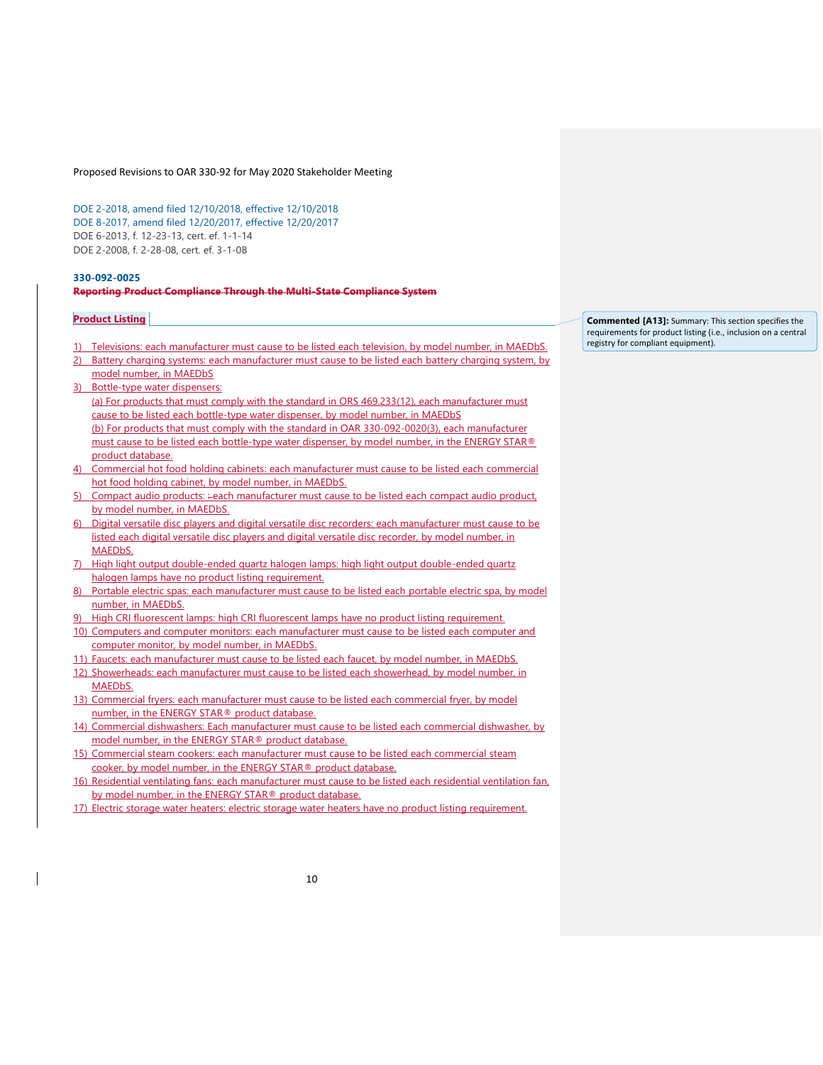DOE 2-2018, amend filed 12/10/2018, effective 12/10/2018
DOE 8-2017, amend filed 12/20/2017, effective 12/20/2017
DOE 6-2013, f. 12-23-13, cert. ef. 1-1-14
DOE 2-2008, f. 2-28-08, cert. ef. 3-1-08

**330-092-0025**

~~**Reporting Product Compliance Through the Multi-State Compliance System**~~

**Product Listing**

Commented [A13]: Summary: This section specifies the requirements for product listing (i.e., inclusion on a central registry for compliant equipment).

1) Televisions: each manufacturer must cause to be listed each television, by model number, in MAEDbS.
2) Battery charging systems: each manufacturer must cause to be listed each battery charging system, by model number, in MAEDbS
3) Bottle-type water dispensers:
   (a) For products that must comply with the standard in ORS 469.233(12), each manufacturer must cause to be listed each bottle-type water dispenser, by model number, in MAEDbS
   (b) For products that must comply with the standard in OAR 330-092-0020(3), each manufacturer must cause to be listed each bottle-type water dispenser, by model number, in the ENERGY STAR® product database.
4) Commercial hot food holding cabinets: each manufacturer must cause to be listed each commercial hot food holding cabinet, by model number, in MAEDbS.
5) Compact audio products: ~~:~~each manufacturer must cause to be listed each compact audio product, by model number, in MAEDbS.
6) Digital versatile disc players and digital versatile disc recorders: each manufacturer must cause to be listed each digital versatile disc players and digital versatile disc recorder, by model number, in MAEDbS.
7) High light output double-ended quartz halogen lamps: high light output double-ended quartz halogen lamps have no product listing requirement.
8) Portable electric spas: each manufacturer must cause to be listed each portable electric spa, by model number, in MAEDbS.
9) High CRI fluorescent lamps: high CRI fluorescent lamps have no product listing requirement.
10) Computers and computer monitors: each manufacturer must cause to be listed each computer and computer monitor, by model number, in MAEDbS.
11) Faucets: each manufacturer must cause to be listed each faucet, by model number, in MAEDbS.
12) Showerheads: each manufacturer must cause to be listed each showerhead, by model number, in MAEDbS.
13) Commercial fryers: each manufacturer must cause to be listed each commercial fryer, by model number, in the ENERGY STAR® product database.
14) Commercial dishwashers: Each manufacturer must cause to be listed each commercial dishwasher, by model number, in the ENERGY STAR® product database.
15) Commercial steam cookers: each manufacturer must cause to be listed each commercial steam cooker, by model number, in the ENERGY STAR® product database.
16) Residential ventilating fans: each manufacturer must cause to be listed each residential ventilation fan, by model number, in the ENERGY STAR® product database.
17) Electric storage water heaters: electric storage water heaters have no product listing requirement.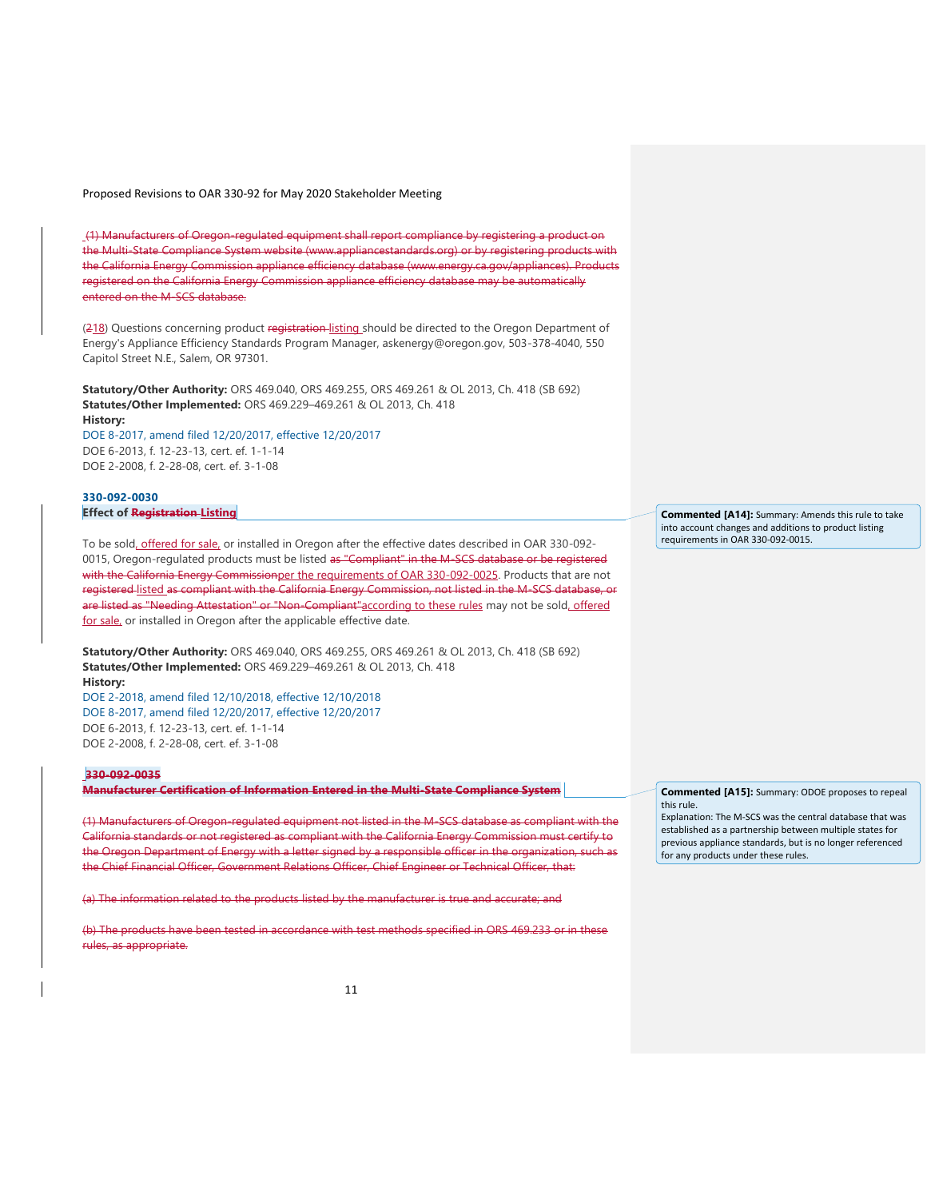~~(1) Manufacturers of Oregon-regulated equipment shall report compliance by registering a product on the Multi-State Compliance System website (www.appliancestandards.org) or by registering products with the California Energy Commission appliance efficiency database (www.energy.ca.gov/appliances). Products registered on the California Energy Commission appliance efficiency database may be automatically entered on the M-SCS database.~~

(~~2~~18) Questions concerning product ~~registration~~ listing should be directed to the Oregon Department of Energy's Appliance Efficiency Standards Program Manager, askenergy@oregon.gov, 503-378-4040, 550 Capitol Street N.E., Salem, OR 97301.

**Statutory/Other Authority:** ORS 469.040, ORS 469.255, ORS 469.261 & OL 2013, Ch. 418 (SB 692)
**Statutes/Other Implemented:** ORS 469.229–469.261 & OL 2013, Ch. 418
**History:**
DOE 8-2017, amend filed 12/20/2017, effective 12/20/2017
DOE 6-2013, f. 12-23-13, cert. ef. 1-1-14
DOE 2-2008, f. 2-28-08, cert. ef. 3-1-08

### 330-092-0030
**Effect of ~~Registration~~ Listing**

> Commented [A14]: Summary: Amends this rule to take into account changes and additions to product listing requirements in OAR 330-092-0015.

To be sold, offered for sale, or installed in Oregon after the effective dates described in OAR 330-092-0015, Oregon-regulated products must be listed ~~as "Compliant" in the M-SCS database or be registered with the California Energy Commission~~per the requirements of OAR 330-092-0025. Products that are not ~~registered~~ listed ~~as compliant with the California Energy Commission, not listed in the M-SCS database, or are listed as "Needing Attestation" or "Non-Compliant"~~according to these rules may not be sold, offered for sale, or installed in Oregon after the applicable effective date.

**Statutory/Other Authority:** ORS 469.040, ORS 469.255, ORS 469.261 & OL 2013, Ch. 418 (SB 692)
**Statutes/Other Implemented:** ORS 469.229–469.261 & OL 2013, Ch. 418
**History:**
DOE 2-2018, amend filed 12/10/2018, effective 12/10/2018
DOE 8-2017, amend filed 12/20/2017, effective 12/20/2017
DOE 6-2013, f. 12-23-13, cert. ef. 1-1-14
DOE 2-2008, f. 2-28-08, cert. ef. 3-1-08

### ~~330-092-0035~~
~~**Manufacturer Certification of Information Entered in the Multi-State Compliance System**~~

> Commented [A15]: Summary: ODOE proposes to repeal this rule.
> Explanation: The M-SCS was the central database that was established as a partnership between multiple states for previous appliance standards, but is no longer referenced for any products under these rules.

~~(1) Manufacturers of Oregon-regulated equipment not listed in the M-SCS database as compliant with the California Energy Commission must certify to the Oregon Department of Energy with a letter signed by a responsible officer in the organization, such as the Chief Financial Officer, Government Relations Officer, Chief Engineer or Technical Officer, that:~~

~~(a) The information related to the products listed by the manufacturer is true and accurate; and~~

~~(b) The products have been tested in accordance with test methods specified in ORS 469.233 or in these rules, as appropriate.~~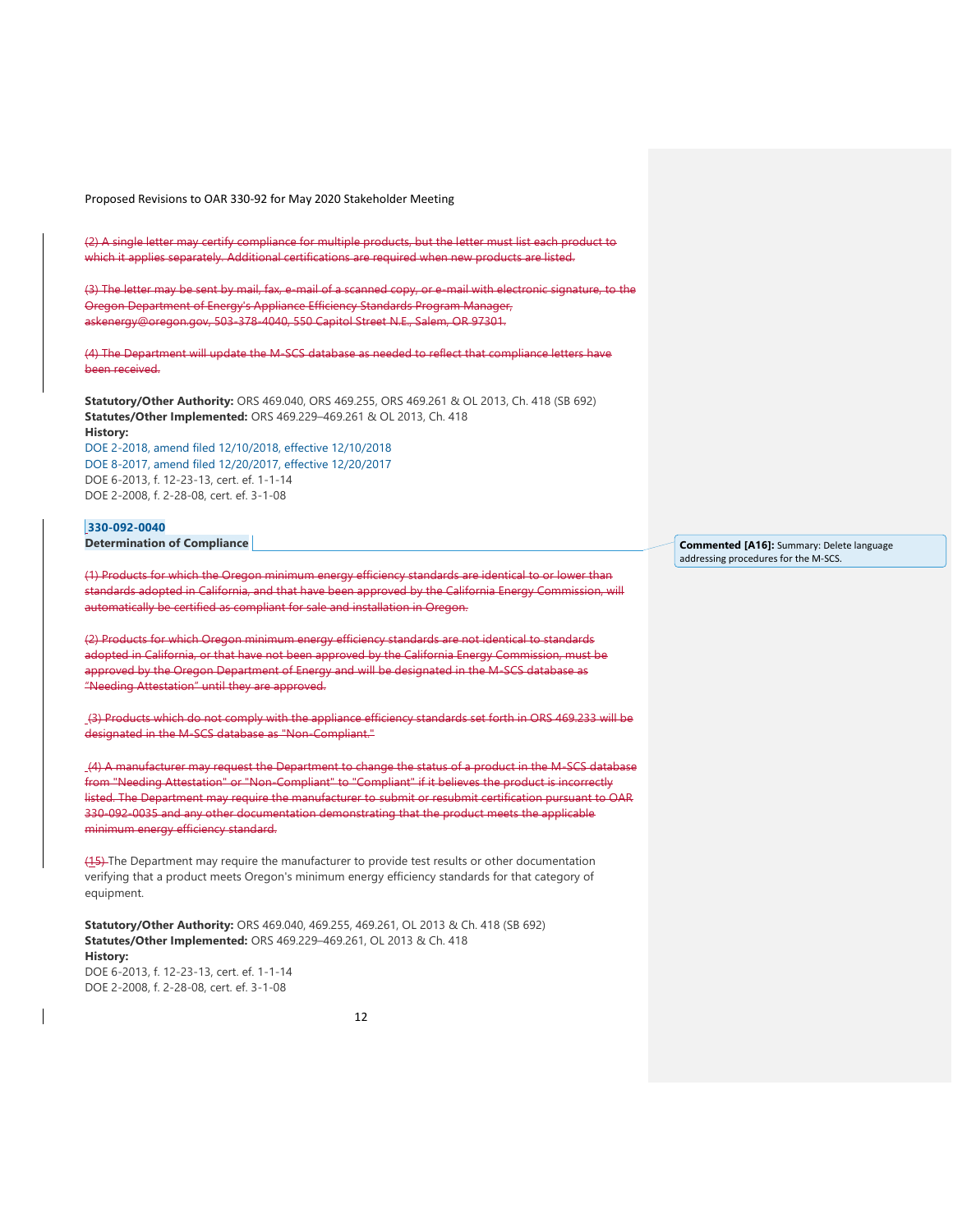~~(2) A single letter may certify compliance for multiple products, but the letter must list each product to which it applies separately. Additional certifications are required when new products are listed.~~

~~(3) The letter may be sent by mail, fax, e-mail of a scanned copy, or e-mail with electronic signature, to the Oregon Department of Energy's Appliance Efficiency Standards Program Manager, askenergy@oregon.gov, 503-378-4040, 550 Capitol Street N.E., Salem, OR 97301.~~

~~(4) The Department will update the M-SCS database as needed to reflect that compliance letters have been received.~~

**Statutory/Other Authority:** ORS 469.040, ORS 469.255, ORS 469.261 & OL 2013, Ch. 418 (SB 692)
**Statutes/Other Implemented:** ORS 469.229–469.261 & OL 2013, Ch. 418
**History:**
DOE 2-2018, amend filed 12/10/2018, effective 12/10/2018
DOE 8-2017, amend filed 12/20/2017, effective 12/20/2017
DOE 6-2013, f. 12-23-13, cert. ef. 1-1-14
DOE 2-2008, f. 2-28-08, cert. ef. 3-1-08

**330-092-0040**
**Determination of Compliance**

> **Commented [A16]:** Summary: Delete language addressing procedures for the M-SCS.

~~(1) Products for which the Oregon minimum energy efficiency standards are identical to or lower than standards adopted in California, and that have been approved by the California Energy Commission, will automatically be certified as compliant for sale and installation in Oregon.~~

~~(2) Products for which Oregon minimum energy efficiency standards are not identical to standards adopted in California, or that have not been approved by the California Energy Commission, must be approved by the Oregon Department of Energy and will be designated in the M-SCS database as "Needing Attestation" until they are approved.~~

~~(3) Products which do not comply with the appliance efficiency standards set forth in ORS 469.233 will be designated in the M-SCS database as "Non-Compliant."~~

~~(4) A manufacturer may request the Department to change the status of a product in the M-SCS database from "Needing Attestation" or "Non-Compliant" to "Compliant" if it believes the product is incorrectly listed. The Department may require the manufacturer to submit or resubmit certification pursuant to OAR 330-092-0035 and any other documentation demonstrating that the product meets the applicable minimum energy efficiency standard.~~

~~(15)~~ The Department may require the manufacturer to provide test results or other documentation verifying that a product meets Oregon's minimum energy efficiency standards for that category of equipment.

**Statutory/Other Authority:** ORS 469.040, 469.255, 469.261, OL 2013 & Ch. 418 (SB 692)
**Statutes/Other Implemented:** ORS 469.229–469.261, OL 2013 & Ch. 418
**History:**
DOE 6-2013, f. 12-23-13, cert. ef. 1-1-14
DOE 2-2008, f. 2-28-08, cert. ef. 3-1-08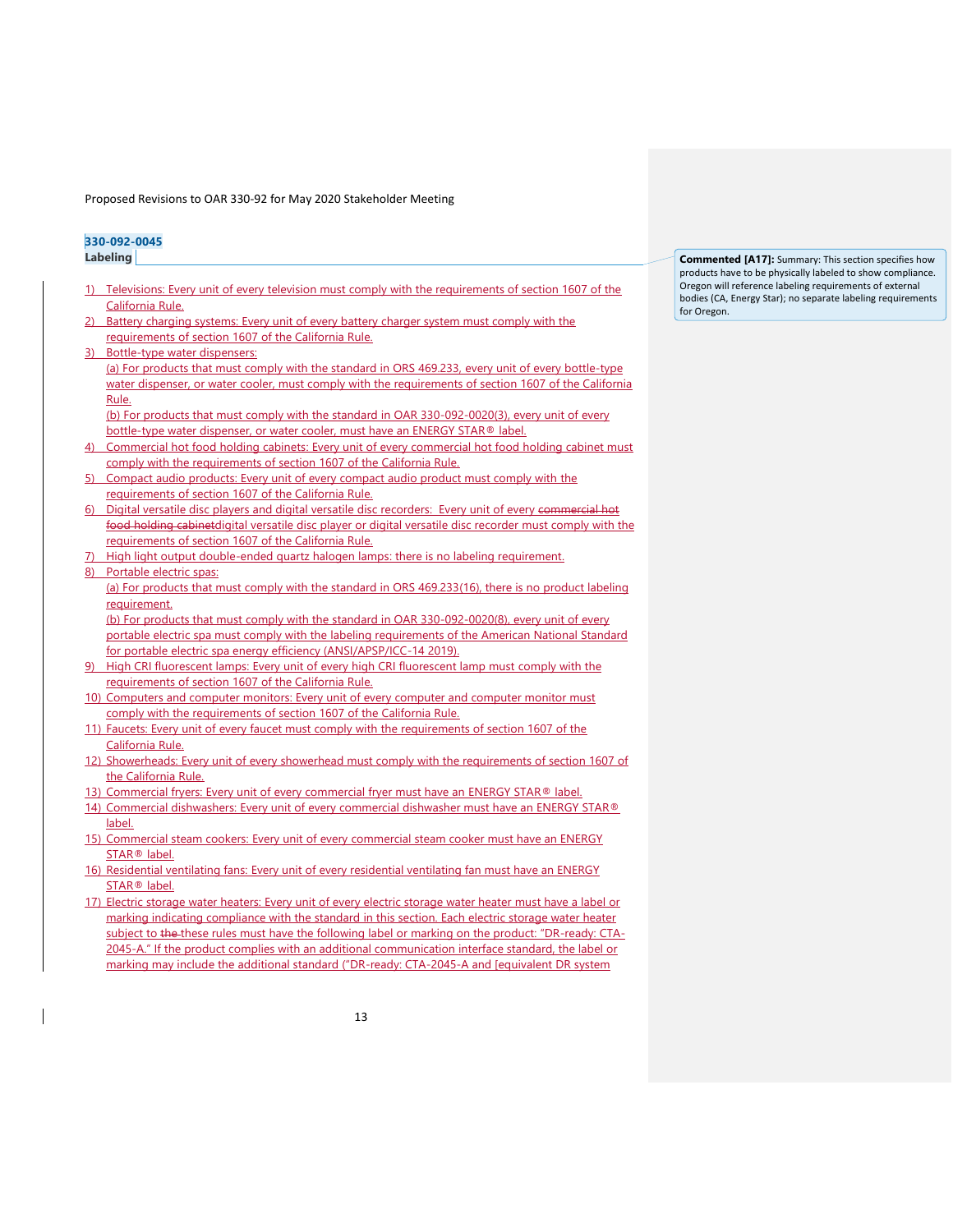**330-092-0045**
**Labeling**

> **Commented [A17]:** Summary: This section specifies how products have to be physically labeled to show compliance. Oregon will reference labeling requirements of external bodies (CA, Energy Star); no separate labeling requirements for Oregon.

1) Televisions: Every unit of every television must comply with the requirements of section 1607 of the California Rule.
2) Battery charging systems: Every unit of every battery charger system must comply with the requirements of section 1607 of the California Rule.
3) Bottle-type water dispensers:
   (a) For products that must comply with the standard in ORS 469.233, every unit of every bottle-type water dispenser, or water cooler, must comply with the requirements of section 1607 of the California Rule.
   (b) For products that must comply with the standard in OAR 330-092-0020(3), every unit of every bottle-type water dispenser, or water cooler, must have an ENERGY STAR® label.
4) Commercial hot food holding cabinets: Every unit of every commercial hot food holding cabinet must comply with the requirements of section 1607 of the California Rule.
5) Compact audio products: Every unit of every compact audio product must comply with the requirements of section 1607 of the California Rule.
6) Digital versatile disc players and digital versatile disc recorders: Every unit of every ~~commercial hot food holding cabinet~~digital versatile disc player or digital versatile disc recorder must comply with the requirements of section 1607 of the California Rule.
7) High light output double-ended quartz halogen lamps: there is no labeling requirement.
8) Portable electric spas:
   (a) For products that must comply with the standard in ORS 469.233(16), there is no product labeling requirement.
   (b) For products that must comply with the standard in OAR 330-092-0020(8), every unit of every portable electric spa must comply with the labeling requirements of the American National Standard for portable electric spa energy efficiency (ANSI/APSP/ICC-14 2019).
9) High CRI fluorescent lamps: Every unit of every high CRI fluorescent lamp must comply with the requirements of section 1607 of the California Rule.
10) Computers and computer monitors: Every unit of every computer and computer monitor must comply with the requirements of section 1607 of the California Rule.
11) Faucets: Every unit of every faucet must comply with the requirements of section 1607 of the California Rule.
12) Showerheads: Every unit of every showerhead must comply with the requirements of section 1607 of the California Rule.
13) Commercial fryers: Every unit of every commercial fryer must have an ENERGY STAR® label.
14) Commercial dishwashers: Every unit of every commercial dishwasher must have an ENERGY STAR® label.
15) Commercial steam cookers: Every unit of every commercial steam cooker must have an ENERGY STAR® label.
16) Residential ventilating fans: Every unit of every residential ventilating fan must have an ENERGY STAR® label.
17) Electric storage water heaters: Every unit of every electric storage water heater must have a label or marking indicating compliance with the standard in this section. Each electric storage water heater subject to ~~the~~ these rules must have the following label or marking on the product: "DR-ready: CTA-2045-A." If the product complies with an additional communication interface standard, the label or marking may include the additional standard ("DR-ready: CTA-2045-A and [equivalent DR system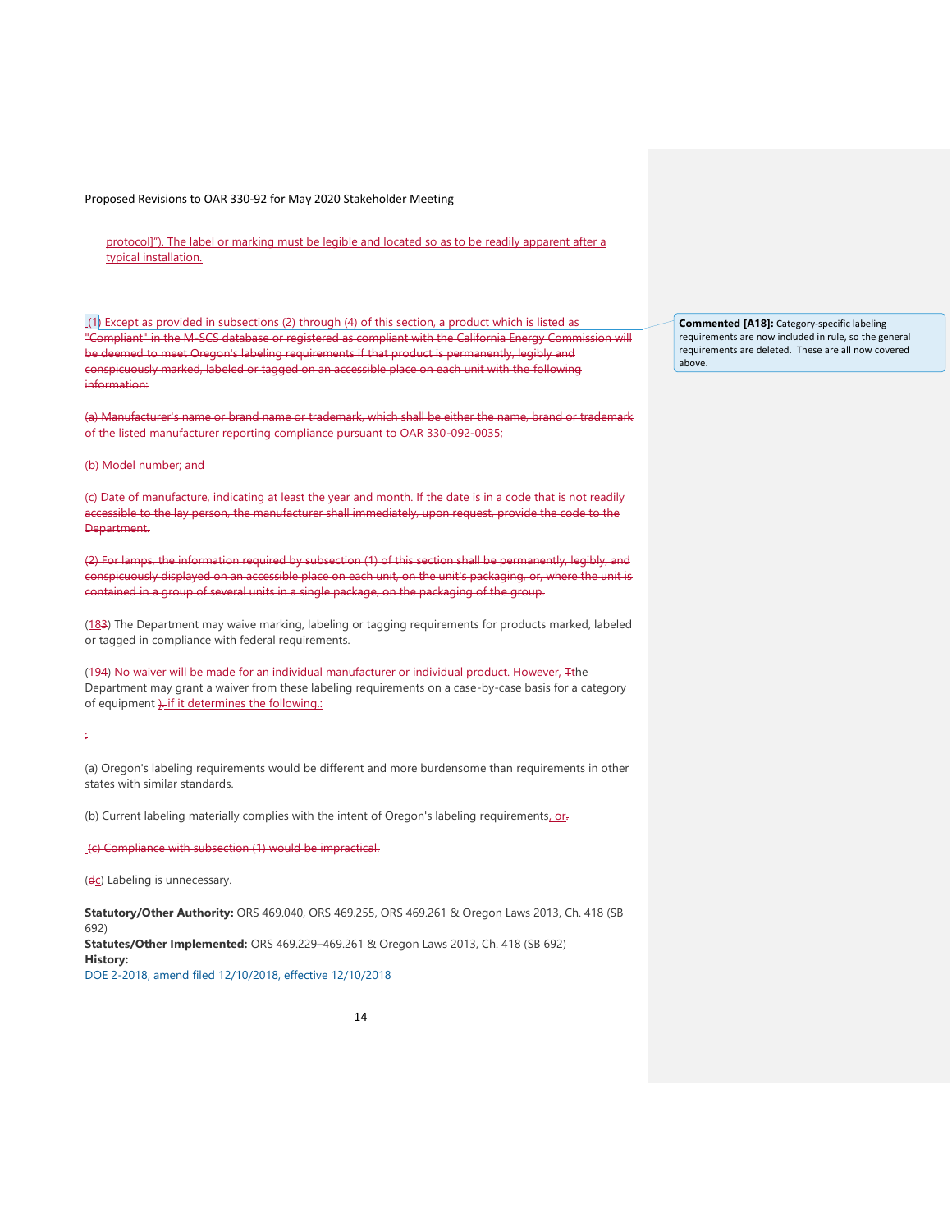protocol]"). The label or marking must be legible and located so as to be readily apparent after a typical installation.

~~(1) Except as provided in subsections (2) through (4) of this section, a product which is listed as "Compliant" in the M-SCS database or registered as compliant with the California Energy Commission will be deemed to meet Oregon's labeling requirements if that product is permanently, legibly and conspicuously marked, labeled or tagged on an accessible place on each unit with the following information:~~

~~(a) Manufacturer's name or brand name or trademark, which shall be either the name, brand or trademark of the listed manufacturer reporting compliance pursuant to OAR 330-092-0035;~~

~~(b) Model number; and~~

~~(c) Date of manufacture, indicating at least the year and month. If the date is in a code that is not readily accessible to the lay person, the manufacturer shall immediately, upon request, provide the code to the Department.~~

~~(2) For lamps, the information required by subsection (1) of this section shall be permanently, legibly, and conspicuously displayed on an accessible place on each unit, on the unit's packaging, or, where the unit is contained in a group of several units in a single package, on the packaging of the group.~~

(18~~3~~) The Department may waive marking, labeling or tagging requirements for products marked, labeled or tagged in compliance with federal requirements.

(19~~4~~) No waiver will be made for an individual manufacturer or individual product. However, ~~T~~the Department may grant a waiver from these labeling requirements on a case-by-case basis for a category of equipment ~~).~~ if it determines the following.~~:~~

~~:~~

(a) Oregon's labeling requirements would be different and more burdensome than requirements in other states with similar standards.

(b) Current labeling materially complies with the intent of Oregon's labeling requirements, or~~.~~

~~(c) Compliance with subsection (1) would be impractical.~~

(~~d~~c) Labeling is unnecessary.

**Statutory/Other Authority:** ORS 469.040, ORS 469.255, ORS 469.261 & Oregon Laws 2013, Ch. 418 (SB 692)
**Statutes/Other Implemented:** ORS 469.229–469.261 & Oregon Laws 2013, Ch. 418 (SB 692)
**History:**
DOE 2-2018, amend filed 12/10/2018, effective 12/10/2018

**Commented [A18]:** Category-specific labeling requirements are now included in rule, so the general requirements are deleted. These are all now covered above.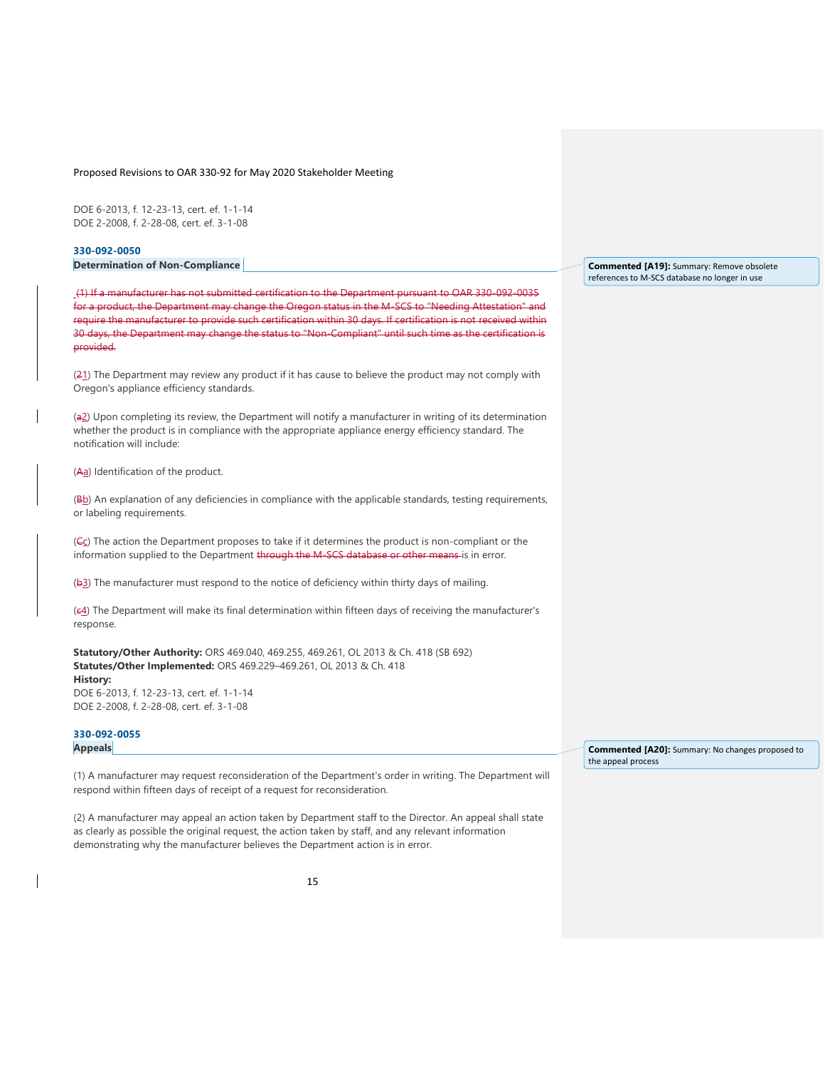DOE 6-2013, f. 12-23-13, cert. ef. 1-1-14
DOE 2-2008, f. 2-28-08, cert. ef. 3-1-08

### 330-092-0050
**Determination of Non-Compliance**

> Commented [A19]: Summary: Remove obsolete references to M-SCS database no longer in use

~~(1) If a manufacturer has not submitted certification to the Department pursuant to OAR 330-092-0035 for a product, the Department may change the Oregon status in the M-SCS to "Needing Attestation" and require the manufacturer to provide such certification within 30 days. If certification is not received within 30 days, the Department may change the status to "Non-Compliant" until such time as the certification is provided.~~

(~~2~~1) The Department may review any product if it has cause to believe the product may not comply with Oregon's appliance efficiency standards.

(~~a~~2) Upon completing its review, the Department will notify a manufacturer in writing of its determination whether the product is in compliance with the appropriate appliance energy efficiency standard. The notification will include:

(~~A~~a) Identification of the product.

(~~B~~b) An explanation of any deficiencies in compliance with the applicable standards, testing requirements, or labeling requirements.

(~~C~~c) The action the Department proposes to take if it determines the product is non-compliant or the information supplied to the Department ~~through the M-SCS database or other means~~ is in error.

(~~b~~3) The manufacturer must respond to the notice of deficiency within thirty days of mailing.

(~~c~~4) The Department will make its final determination within fifteen days of receiving the manufacturer's response.

**Statutory/Other Authority:** ORS 469.040, 469.255, 469.261, OL 2013 & Ch. 418 (SB 692)
**Statutes/Other Implemented:** ORS 469.229–469.261, OL 2013 & Ch. 418
**History:**
DOE 6-2013, f. 12-23-13, cert. ef. 1-1-14
DOE 2-2008, f. 2-28-08, cert. ef. 3-1-08

### 330-092-0055
**Appeals**

> Commented [A20]: Summary: No changes proposed to the appeal process

(1) A manufacturer may request reconsideration of the Department's order in writing. The Department will respond within fifteen days of receipt of a request for reconsideration.

(2) A manufacturer may appeal an action taken by Department staff to the Director. An appeal shall state as clearly as possible the original request, the action taken by staff, and any relevant information demonstrating why the manufacturer believes the Department action is in error.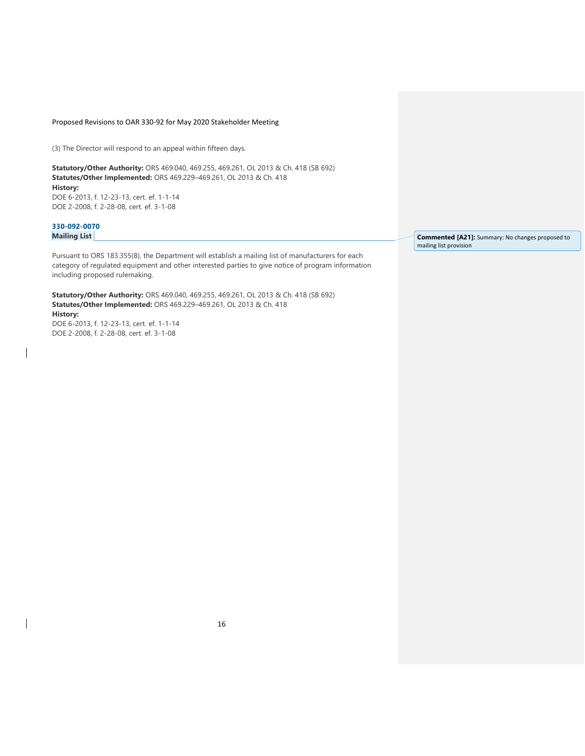(3) The Director will respond to an appeal within fifteen days.

**Statutory/Other Authority:** ORS 469.040, 469.255, 469.261, OL 2013 & Ch. 418 (SB 692)
**Statutes/Other Implemented:** ORS 469.229–469.261, OL 2013 & Ch. 418
**History:**
DOE 6-2013, f. 12-23-13, cert. ef. 1-1-14
DOE 2-2008, f. 2-28-08, cert. ef. 3-1-08

### 330-092-0070
**Mailing List**

**Commented [A21]:** Summary: No changes proposed to mailing list provision

Pursuant to ORS 183.355(8), the Department will establish a mailing list of manufacturers for each category of regulated equipment and other interested parties to give notice of program information including proposed rulemaking.

**Statutory/Other Authority:** ORS 469.040, 469.255, 469.261, OL 2013 & Ch. 418 (SB 692)
**Statutes/Other Implemented:** ORS 469.229–469.261, OL 2013 & Ch. 418
**History:**
DOE 6-2013, f. 12-23-13, cert. ef. 1-1-14
DOE 2-2008, f. 2-28-08, cert. ef. 3-1-08